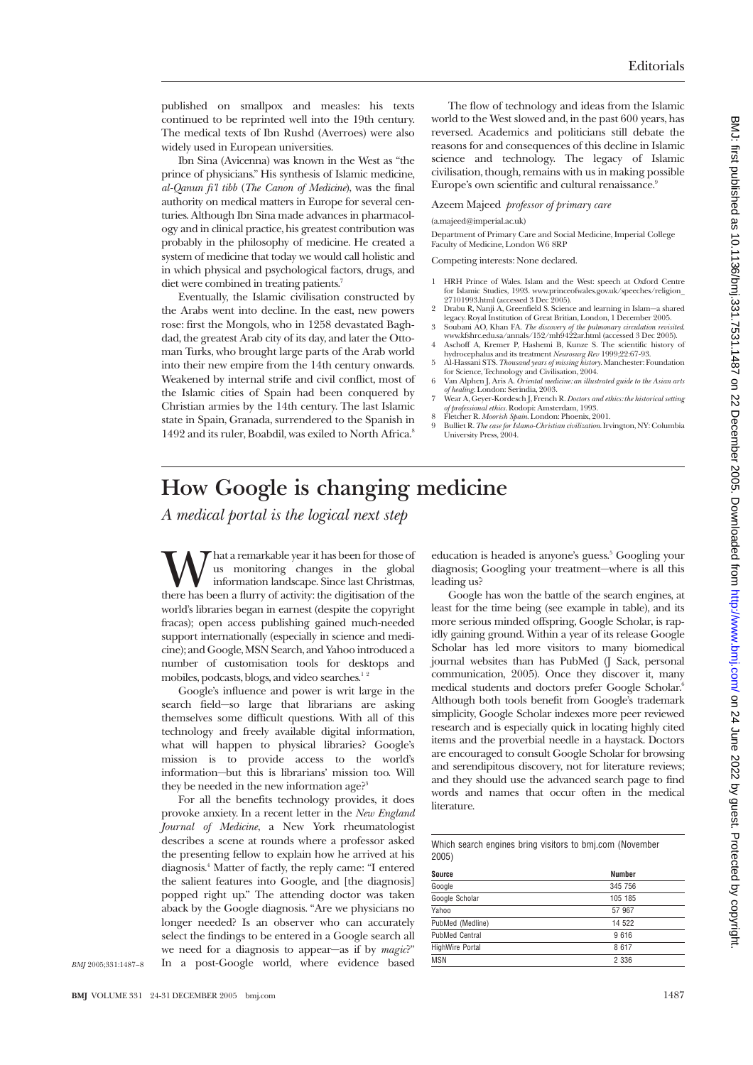published on smallpox and measles: his texts continued to be reprinted well into the 19th century. The medical texts of Ibn Rushd (Averroes) were also widely used in European universities.

Ibn Sina (Avicenna) was known in the West as "the prince of physicians." His synthesis of Islamic medicine, *al-Qanun fi'l tibb* (*The Canon of Medicine*), was the final authority on medical matters in Europe for several centuries. Although Ibn Sina made advances in pharmacology and in clinical practice, his greatest contribution was probably in the philosophy of medicine. He created a system of medicine that today we would call holistic and in which physical and psychological factors, drugs, and diet were combined in treating patients.[7]

Eventually, the Islamic civilisation constructed by the Arabs went into decline. In the east, new powers rose: first the Mongols, who in 1258 devastated Baghdad, the greatest Arab city of its day, and later the Ottoman Turks, who brought large parts of the Arab world into their new empire from the 14th century onwards. Weakened by internal strife and civil conflict, most of the Islamic cities of Spain had been conquered by Christian armies by the 14th century. The last Islamic state in Spain, Granada, surrendered to the Spanish in 1492 and its ruler, Boabdil, was exiled to North Africa.[8]

The flow of technology and ideas from the Islamic world to the West slowed and, in the past 600 years, has reversed. Academics and politicians still debate the reasons for and consequences of this decline in Islamic science and technology. The legacy of Islamic civilisation, though, remains with us in making possible Europe's own scientific and cultural renaissance.[9]

Azeem Majeed *professor of primary care*

(a.majeed@imperial.ac.uk)

Department of Primary Care and Social Medicine, Imperial College Faculty of Medicine, London W6 8RP

Competing interests: None declared.

1. HRH Prince of Wales. Islam and the West: speech at Oxford Centre for Islamic Studies, 1993. www.princeofwales.gov.uk/speeches/religion_27101993.html (accessed 3 Dec 2005).
2. Drabu R, Nanji A, Greenfield S. Science and learning in Islam—a shared legacy. Royal Institution of Great Britian, London, 1 December 2005.
3. Soubani AO, Khan FA. *The discovery of the pulmonary circulation revisited.* www.kfshrc.edu.sa/annals/152/mh9422ar.html (accessed 3 Dec 2005).
4. Aschoff A, Kremer P, Hashemi B, Kunze S. The scientific history of hydrocephalus and its treatment *Neurosurg Rev* 1999;22:67-93.
5. Al-Hassani STS. *Thousand years of missing history.* Manchester: Foundation for Science, Technology and Civilisation, 2004.
6. Van Alphen J, Aris A. *Oriental medicine: an illustrated guide to the Asian arts of healing.* London: Serindia, 2003.
7. Wear A, Geyer-Kordesch J, French R. *Doctors and ethics: the historical setting of professional ethics.* Rodopi: Amsterdam, 1993.
8. Fletcher R. *Moorish Spain.* London: Phoenix, 2001.
9. Bulliet R. *The case for Islamo-Christian civilization.* Irvington, NY: Columbia University Press, 2004.

# How Google is changing medicine

*A medical portal is the logical next step*

What a remarkable year it has been for those of us monitoring changes in the global information landscape. Since last Christmas, there has been a flurry of activity: the digitisation of the world's libraries began in earnest (despite the copyright fracas); open access publishing gained much-needed support internationally (especially in science and medicine); and Google, MSN Search, and Yahoo introduced a number of customisation tools for desktops and mobiles, podcasts, blogs, and video searches.[1,2]

Google's influence and power is writ large in the search field—so large that librarians are asking themselves some difficult questions. With all of this technology and freely available digital information, what will happen to physical libraries? Google's mission is to provide access to the world's information—but this is librarians' mission too. Will they be needed in the new information age?[3]

For all the benefits technology provides, it does provoke anxiety. In a recent letter in the *New England Journal of Medicine*, a New York rheumatologist describes a scene at rounds where a professor asked the presenting fellow to explain how he arrived at his diagnosis.[4] Matter of factly, the reply came: "I entered the salient features into Google, and [the diagnosis] popped right up." The attending doctor was taken aback by the Google diagnosis. "Are we physicians no longer needed? Is an observer who can accurately select the findings to be entered in a Google search all we need for a diagnosis to appear—as if by *magic*?" In a post-Google world, where evidence based education is headed is anyone's guess.[5] Googling your diagnosis; Googling your treatment—where is all this leading us?

*BMJ* 2005;331:1487–8

Google has won the battle of the search engines, at least for the time being (see example in table), and its more serious minded offspring, Google Scholar, is rapidly gaining ground. Within a year of its release Google Scholar has led more visitors to many biomedical journal websites than has PubMed (J Sack, personal communication, 2005). Once they discover it, many medical students and doctors prefer Google Scholar.[6] Although both tools benefit from Google's trademark simplicity, Google Scholar indexes more peer reviewed research and is especially quick in locating highly cited items and the proverbial needle in a haystack. Doctors are encouraged to consult Google Scholar for browsing and serendipitous discovery, not for literature reviews; and they should use the advanced search page to find words and names that occur often in the medical literature.

Which search engines bring visitors to bmj.com (November 2005)

| Source | Number |
|---|---|
| Google | 345 756 |
| Google Scholar | 105 185 |
| Yahoo | 57 967 |
| PubMed (Medline) | 14 522 |
| PubMed Central | 9 616 |
| HighWire Portal | 8 617 |
| MSN | 2 336 |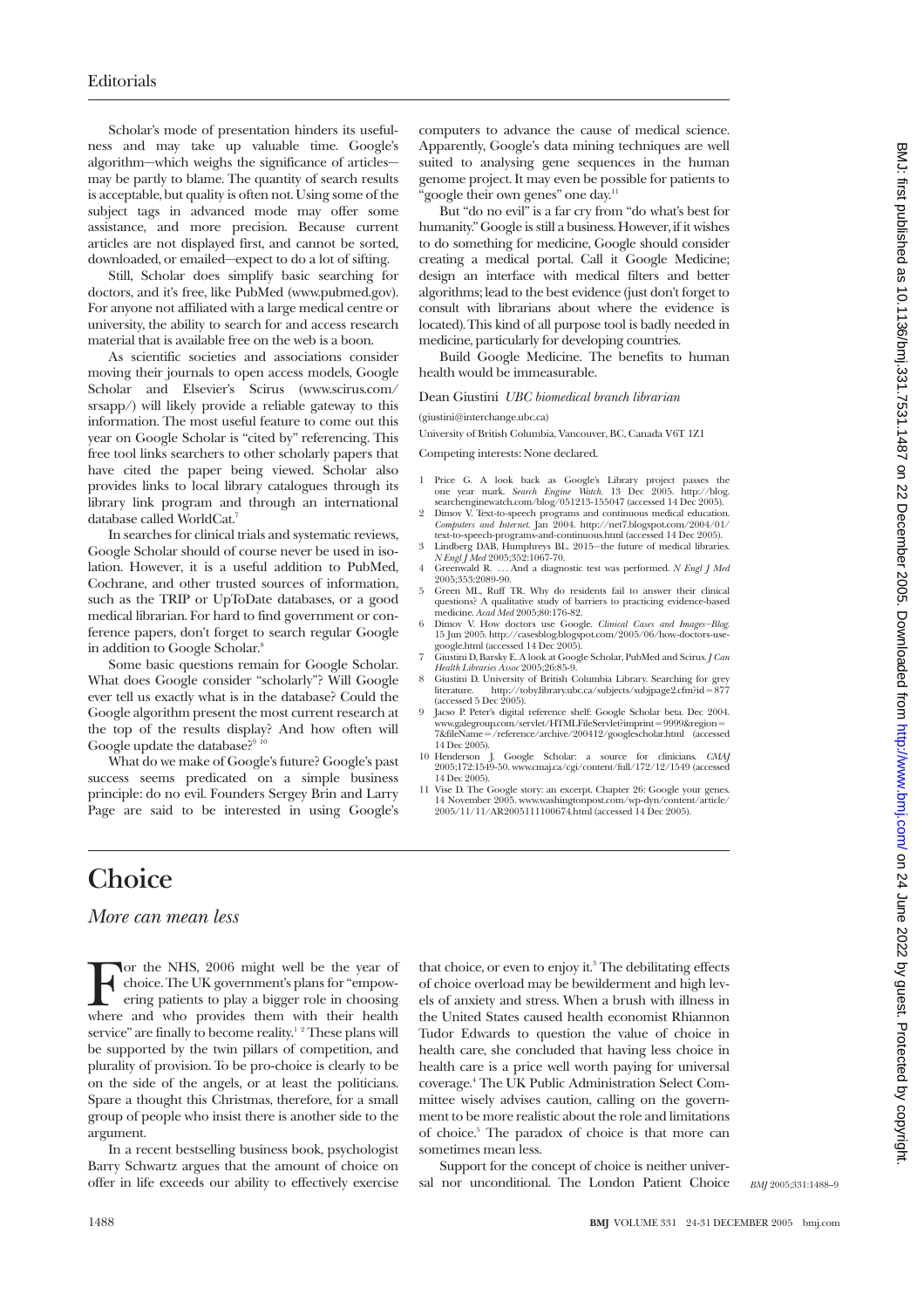Scholar's mode of presentation hinders its usefulness and may take up valuable time. Google's algorithm—which weighs the significance of articles—may be partly to blame. The quantity of search results is acceptable, but quality is often not. Using some of the subject tags in advanced mode may offer some assistance, and more precision. Because current articles are not displayed first, and cannot be sorted, downloaded, or emailed—expect to do a lot of sifting.

Still, Scholar does simplify basic searching for doctors, and it's free, like PubMed (www.pubmed.gov). For anyone not affiliated with a large medical centre or university, the ability to search for and access research material that is available free on the web is a boon.

As scientific societies and associations consider moving their journals to open access models, Google Scholar and Elsevier's Scirus (www.scirus.com/srsapp/) will likely provide a reliable gateway to this information. The most useful feature to come out this year on Google Scholar is "cited by" referencing. This free tool links searchers to other scholarly papers that have cited the paper being viewed. Scholar also provides links to local library catalogues through its library link program and through an international database called WorldCat.[7]

In searches for clinical trials and systematic reviews, Google Scholar should of course never be used in isolation. However, it is a useful addition to PubMed, Cochrane, and other trusted sources of information, such as the TRIP or UpToDate databases, or a good medical librarian. For hard to find government or conference papers, don't forget to search regular Google in addition to Google Scholar.[8]

Some basic questions remain for Google Scholar. What does Google consider "scholarly"? Will Google ever tell us exactly what is in the database? Could the Google algorithm present the most current research at the top of the results display? And how often will Google update the database?[9 10]

What do we make of Google's future? Google's past success seems predicated on a simple business principle: do no evil. Founders Sergey Brin and Larry Page are said to be interested in using Google's computers to advance the cause of medical science. Apparently, Google's data mining techniques are well suited to analysing gene sequences in the human genome project. It may even be possible for patients to "google their own genes" one day.[11]

But "do no evil" is a far cry from "do what's best for humanity." Google is still a business. However, if it wishes to do something for medicine, Google should consider creating a medical portal. Call it Google Medicine; design an interface with medical filters and better algorithms; lead to the best evidence (just don't forget to consult with librarians about where the evidence is located). This kind of all purpose tool is badly needed in medicine, particularly for developing countries.

Build Google Medicine. The benefits to human health would be immeasurable.

Dean Giustini *UBC biomedical branch librarian*

(giustini@interchange.ubc.ca)

University of British Columbia, Vancouver, BC, Canada V6T 1Z1

Competing interests: None declared.

1. Price G. A look back as Google's Library project passes the one year mark. *Search Engine Watch*. 13 Dec 2005. http://blog.searchenginewatch.com/blog/051213-155047 (accessed 14 Dec 2005).
2. Dimov V. Text-to-speech programs and continuous medical education. *Computers and Internet*. Jan 2004. http://net7.blogspot.com/2004/01/text-to-speech-programs-and-continuous.html (accessed 14 Dec 2005).
3. Lindberg DAB, Humphreys BL. 2015—the future of medical libraries. *N Engl J Med* 2005;352:1067-70.
4. Greenwald R. . . . And a diagnostic test was performed. *N Engl J Med* 2005;353:2089-90.
5. Green ML, Ruff TR. Why do residents fail to answer their clinical questions? A qualitative study of barriers to practicing evidence-based medicine. *Acad Med* 2005;80:176-82.
6. Dimov V. How doctors use Google. *Clinical Cases and Images—Blog*. 15 Jun 2005. http://casesblog.blogspot.com/2005/06/how-doctors-use-google.html (accessed 14 Dec 2005).
7. Giustini D, Barsky E. A look at Google Scholar, PubMed and Scirus. *J Can Health Libraries Assoc* 2005;26:85-9.
8. Giustini D. University of British Columbia Library. Searching for grey literature. http://toby.library.ubc.ca/subjects/subjpage2.cfm?id=877 (accessed 5 Dec 2005).
9. Jacso P. Peter's digital reference shelf: Google Scholar beta. Dec 2004. www.galegroup.com/servlet/HTMLFileServlet?imprint=9999&region=7&fileName=/reference/archive/200412/googlescholar.html (accessed 14 Dec 2005).
10. Henderson J. Google Scholar: a source for clinicians. *CMAJ* 2005;172:1549-50. www.cmaj.ca/cgi/content/full/172/12/1549 (accessed 14 Dec 2005).
11. Vise D. The Google story: an excerpt. Chapter 26: Google your genes. 14 November 2005. www.washingtonpost.com/wp-dyn/content/article/2005/11/11/AR2005111100674.html (accessed 14 Dec 2005).

# Choice

*More can mean less*

For the NHS, 2006 might well be the year of choice. The UK government's plans for "empowering patients to play a bigger role in choosing where and who provides them with their health service" are finally to become reality.[1 2] These plans will be supported by the twin pillars of competition, and plurality of provision. To be pro-choice is clearly to be on the side of the angels, or at least the politicians. Spare a thought this Christmas, therefore, for a small group of people who insist there is another side to the argument.

In a recent bestselling business book, psychologist Barry Schwartz argues that the amount of choice on offer in life exceeds our ability to effectively exercise that choice, or even to enjoy it.[3] The debilitating effects of choice overload may be bewilderment and high levels of anxiety and stress. When a brush with illness in the United States caused health economist Rhiannon Tudor Edwards to question the value of choice in health care, she concluded that having less choice in health care is a price well worth paying for universal coverage.[4] The UK Public Administration Select Committee wisely advises caution, calling on the government to be more realistic about the role and limitations of choice.[5] The paradox of choice is that more can sometimes mean less.

Support for the concept of choice is neither universal nor unconditional. The London Patient Choice

*BMJ* 2005;331:1488–9